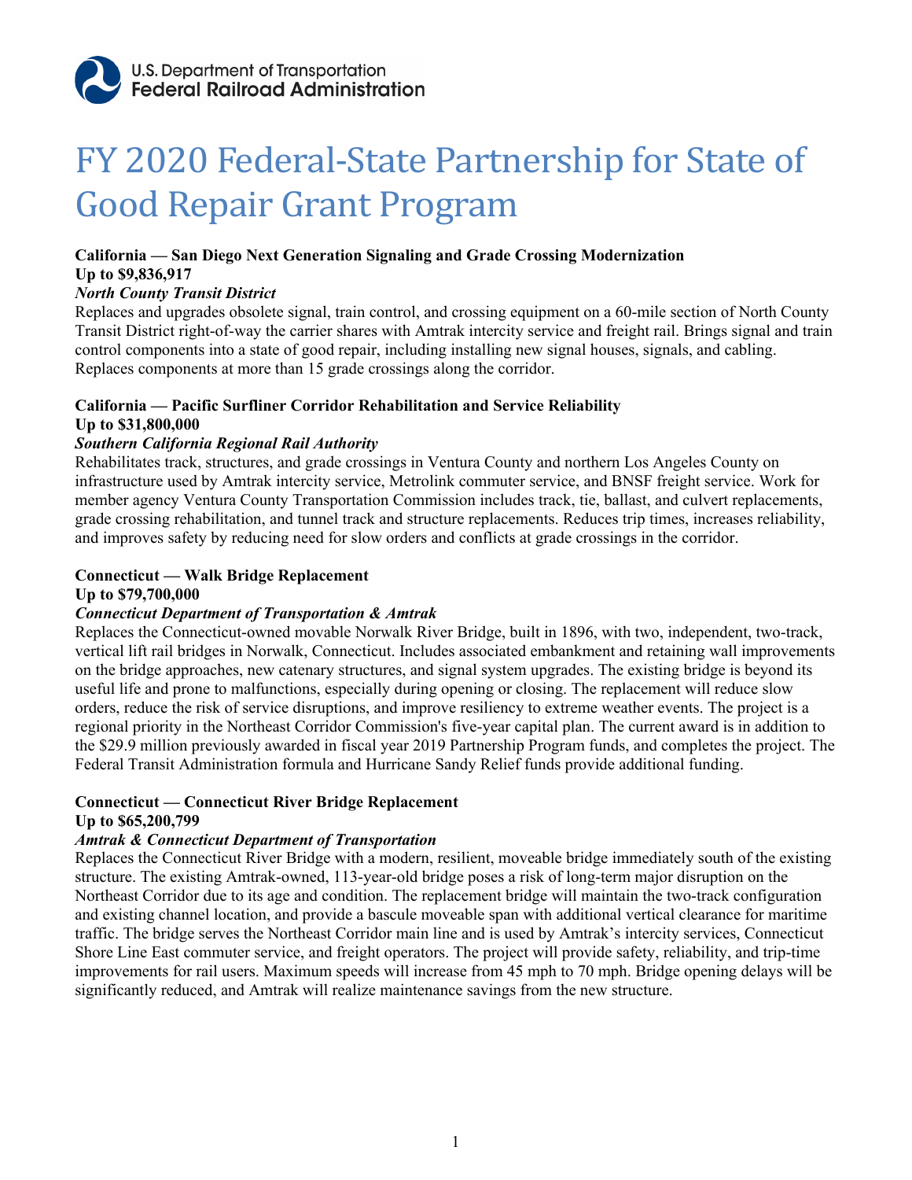U.S. Department of Transportation
Federal Railroad Administration

# FY 2020 Federal-State Partnership for State of Good Repair Grant Program

**California — San Diego Next Generation Signaling and Grade Crossing Modernization**
**Up to $9,836,917**
***North County Transit District***
Replaces and upgrades obsolete signal, train control, and crossing equipment on a 60-mile section of North County Transit District right-of-way the carrier shares with Amtrak intercity service and freight rail. Brings signal and train control components into a state of good repair, including installing new signal houses, signals, and cabling. Replaces components at more than 15 grade crossings along the corridor.

**California — Pacific Surfliner Corridor Rehabilitation and Service Reliability**
**Up to $31,800,000**
***Southern California Regional Rail Authority***
Rehabilitates track, structures, and grade crossings in Ventura County and northern Los Angeles County on infrastructure used by Amtrak intercity service, Metrolink commuter service, and BNSF freight service. Work for member agency Ventura County Transportation Commission includes track, tie, ballast, and culvert replacements, grade crossing rehabilitation, and tunnel track and structure replacements. Reduces trip times, increases reliability, and improves safety by reducing need for slow orders and conflicts at grade crossings in the corridor.

**Connecticut — Walk Bridge Replacement**
**Up to $79,700,000**
***Connecticut Department of Transportation & Amtrak***
Replaces the Connecticut-owned movable Norwalk River Bridge, built in 1896, with two, independent, two-track, vertical lift rail bridges in Norwalk, Connecticut. Includes associated embankment and retaining wall improvements on the bridge approaches, new catenary structures, and signal system upgrades. The existing bridge is beyond its useful life and prone to malfunctions, especially during opening or closing. The replacement will reduce slow orders, reduce the risk of service disruptions, and improve resiliency to extreme weather events. The project is a regional priority in the Northeast Corridor Commission's five-year capital plan. The current award is in addition to the $29.9 million previously awarded in fiscal year 2019 Partnership Program funds, and completes the project. The Federal Transit Administration formula and Hurricane Sandy Relief funds provide additional funding.

**Connecticut — Connecticut River Bridge Replacement**
**Up to $65,200,799**
***Amtrak & Connecticut Department of Transportation***
Replaces the Connecticut River Bridge with a modern, resilient, moveable bridge immediately south of the existing structure. The existing Amtrak-owned, 113-year-old bridge poses a risk of long-term major disruption on the Northeast Corridor due to its age and condition. The replacement bridge will maintain the two-track configuration and existing channel location, and provide a bascule moveable span with additional vertical clearance for maritime traffic. The bridge serves the Northeast Corridor main line and is used by Amtrak's intercity services, Connecticut Shore Line East commuter service, and freight operators. The project will provide safety, reliability, and trip-time improvements for rail users. Maximum speeds will increase from 45 mph to 70 mph. Bridge opening delays will be significantly reduced, and Amtrak will realize maintenance savings from the new structure.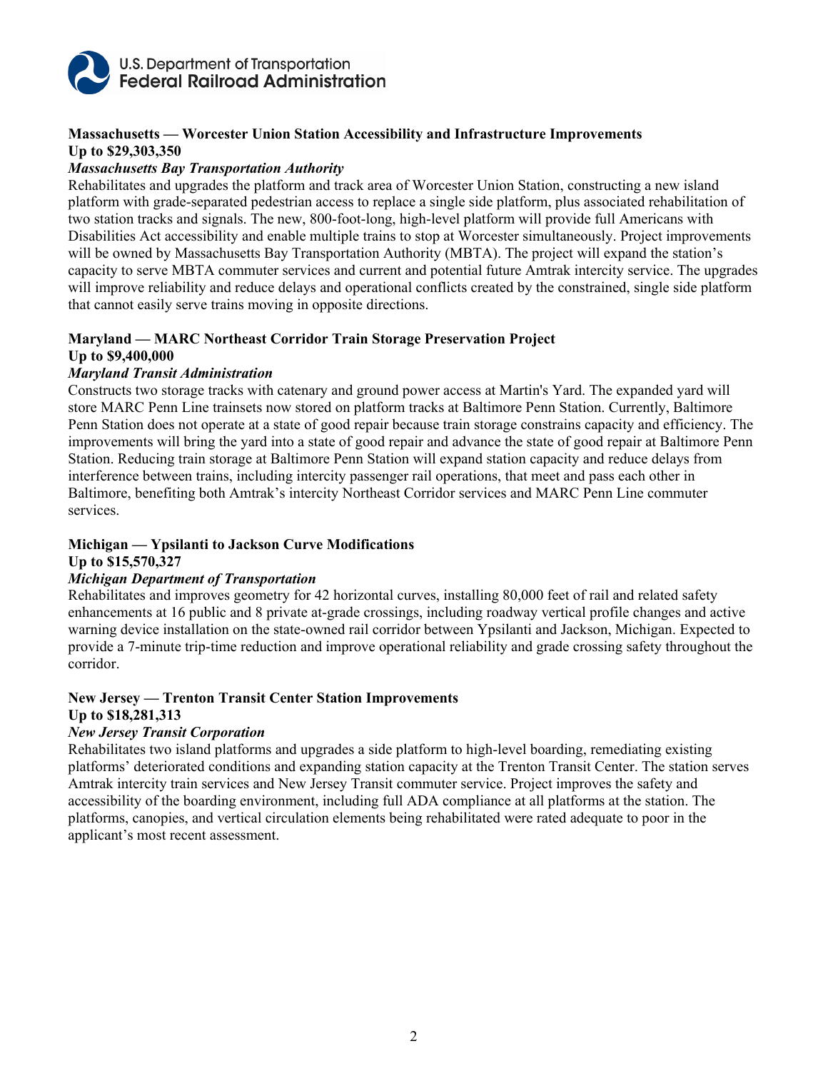**Massachusetts — Worcester Union Station Accessibility and Infrastructure Improvements**
**Up to $29,303,350**
***Massachusetts Bay Transportation Authority***
Rehabilitates and upgrades the platform and track area of Worcester Union Station, constructing a new island platform with grade-separated pedestrian access to replace a single side platform, plus associated rehabilitation of two station tracks and signals. The new, 800-foot-long, high-level platform will provide full Americans with Disabilities Act accessibility and enable multiple trains to stop at Worcester simultaneously. Project improvements will be owned by Massachusetts Bay Transportation Authority (MBTA). The project will expand the station's capacity to serve MBTA commuter services and current and potential future Amtrak intercity service. The upgrades will improve reliability and reduce delays and operational conflicts created by the constrained, single side platform that cannot easily serve trains moving in opposite directions.

**Maryland — MARC Northeast Corridor Train Storage Preservation Project**
**Up to $9,400,000**
***Maryland Transit Administration***
Constructs two storage tracks with catenary and ground power access at Martin's Yard. The expanded yard will store MARC Penn Line trainsets now stored on platform tracks at Baltimore Penn Station. Currently, Baltimore Penn Station does not operate at a state of good repair because train storage constrains capacity and efficiency. The improvements will bring the yard into a state of good repair and advance the state of good repair at Baltimore Penn Station. Reducing train storage at Baltimore Penn Station will expand station capacity and reduce delays from interference between trains, including intercity passenger rail operations, that meet and pass each other in Baltimore, benefiting both Amtrak's intercity Northeast Corridor services and MARC Penn Line commuter services.

**Michigan — Ypsilanti to Jackson Curve Modifications**
**Up to $15,570,327**
***Michigan Department of Transportation***
Rehabilitates and improves geometry for 42 horizontal curves, installing 80,000 feet of rail and related safety enhancements at 16 public and 8 private at-grade crossings, including roadway vertical profile changes and active warning device installation on the state-owned rail corridor between Ypsilanti and Jackson, Michigan. Expected to provide a 7-minute trip-time reduction and improve operational reliability and grade crossing safety throughout the corridor.

**New Jersey — Trenton Transit Center Station Improvements**
**Up to $18,281,313**
***New Jersey Transit Corporation***
Rehabilitates two island platforms and upgrades a side platform to high-level boarding, remediating existing platforms' deteriorated conditions and expanding station capacity at the Trenton Transit Center. The station serves Amtrak intercity train services and New Jersey Transit commuter service. Project improves the safety and accessibility of the boarding environment, including full ADA compliance at all platforms at the station. The platforms, canopies, and vertical circulation elements being rehabilitated were rated adequate to poor in the applicant's most recent assessment.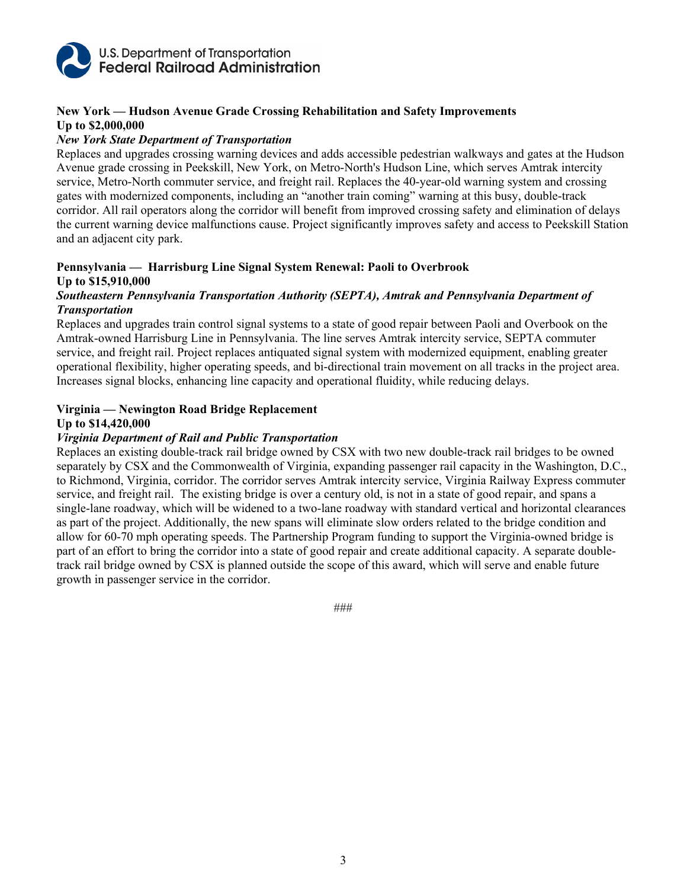U.S. Department of Transportation
Federal Railroad Administration

**New York — Hudson Avenue Grade Crossing Rehabilitation and Safety Improvements**
**Up to $2,000,000**
***New York State Department of Transportation***

Replaces and upgrades crossing warning devices and adds accessible pedestrian walkways and gates at the Hudson Avenue grade crossing in Peekskill, New York, on Metro-North's Hudson Line, which serves Amtrak intercity service, Metro-North commuter service, and freight rail. Replaces the 40-year-old warning system and crossing gates with modernized components, including an "another train coming" warning at this busy, double-track corridor. All rail operators along the corridor will benefit from improved crossing safety and elimination of delays the current warning device malfunctions cause. Project significantly improves safety and access to Peekskill Station and an adjacent city park.

**Pennsylvania — Harrisburg Line Signal System Renewal: Paoli to Overbrook**
**Up to $15,910,000**
***Southeastern Pennsylvania Transportation Authority (SEPTA), Amtrak and Pennsylvania Department of Transportation***

Replaces and upgrades train control signal systems to a state of good repair between Paoli and Overbook on the Amtrak-owned Harrisburg Line in Pennsylvania. The line serves Amtrak intercity service, SEPTA commuter service, and freight rail. Project replaces antiquated signal system with modernized equipment, enabling greater operational flexibility, higher operating speeds, and bi-directional train movement on all tracks in the project area. Increases signal blocks, enhancing line capacity and operational fluidity, while reducing delays.

**Virginia — Newington Road Bridge Replacement**
**Up to $14,420,000**
***Virginia Department of Rail and Public Transportation***

Replaces an existing double-track rail bridge owned by CSX with two new double-track rail bridges to be owned separately by CSX and the Commonwealth of Virginia, expanding passenger rail capacity in the Washington, D.C., to Richmond, Virginia, corridor. The corridor serves Amtrak intercity service, Virginia Railway Express commuter service, and freight rail. The existing bridge is over a century old, is not in a state of good repair, and spans a single-lane roadway, which will be widened to a two-lane roadway with standard vertical and horizontal clearances as part of the project. Additionally, the new spans will eliminate slow orders related to the bridge condition and allow for 60-70 mph operating speeds. The Partnership Program funding to support the Virginia-owned bridge is part of an effort to bring the corridor into a state of good repair and create additional capacity. A separate double-track rail bridge owned by CSX is planned outside the scope of this award, which will serve and enable future growth in passenger service in the corridor.

###